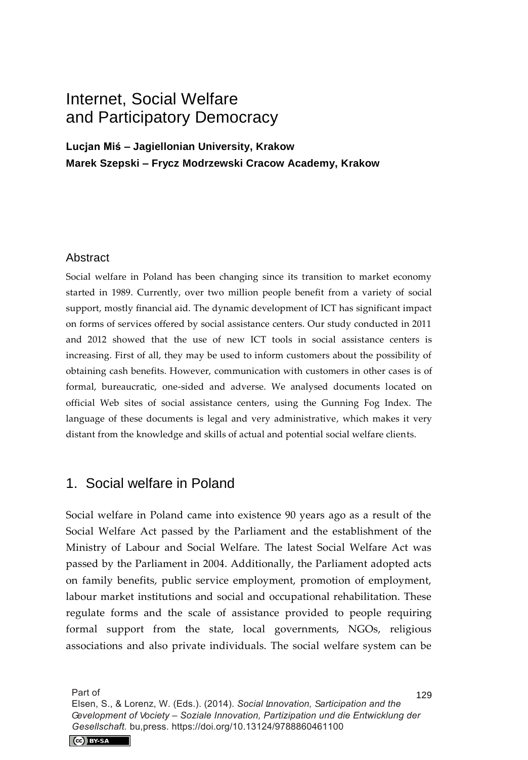# Internet, Social Welfare and Participatory Democracy

**Lucjan Miś – Jagiellonian University, Krakow**

**Marek Szepski – Frycz Modrzewski Cracow Academy, Krakow**

## Abstract

Social welfare in Poland has been changing since its transition to market economy started in 1989. Currently, over two million people benefit from a variety of social support, mostly financial aid. The dynamic development of ICT has significant impact on forms of services offered by social assistance centers. Our study conducted in 2011 and 2012 showed that the use of new ICT tools in social assistance centers is increasing. First of all, they may be used to inform customers about the possibility of obtaining cash benefits. However, communication with customers in other cases is of formal, bureaucratic, one-sided and adverse. We analysed documents located on official Web sites of social assistance centers, using the Gunning Fog Index. The language of these documents is legal and very administrative, which makes it very distant from the knowledge and skills of actual and potential social welfare clients.

## 1. Social welfare in Poland

Social welfare in Poland came into existence 90 years ago as a result of the Social Welfare Act passed by the Parliament and the establishment of the Ministry of Labour and Social Welfare. The latest Social Welfare Act was passed by the Parliament in 2004. Additionally, the Parliament adopted acts on family benefits, public service employment, promotion of employment, labour market institutions and social and occupational rehabilitation. These regulate forms and the scale of assistance provided to people requiring formal support from the state, local governments, NGOs, religious associations and also private individuals. The social welfare system can be

Part of
Elsen, S., & Lorenz, W. (Eds.). (2014). *Social Innovation, Participation and the Development of Society – Soziale Innovation, Partizipation und die Entwicklung der Gesellschaft.* bu,press. https://doi.org/10.13124/9788860461100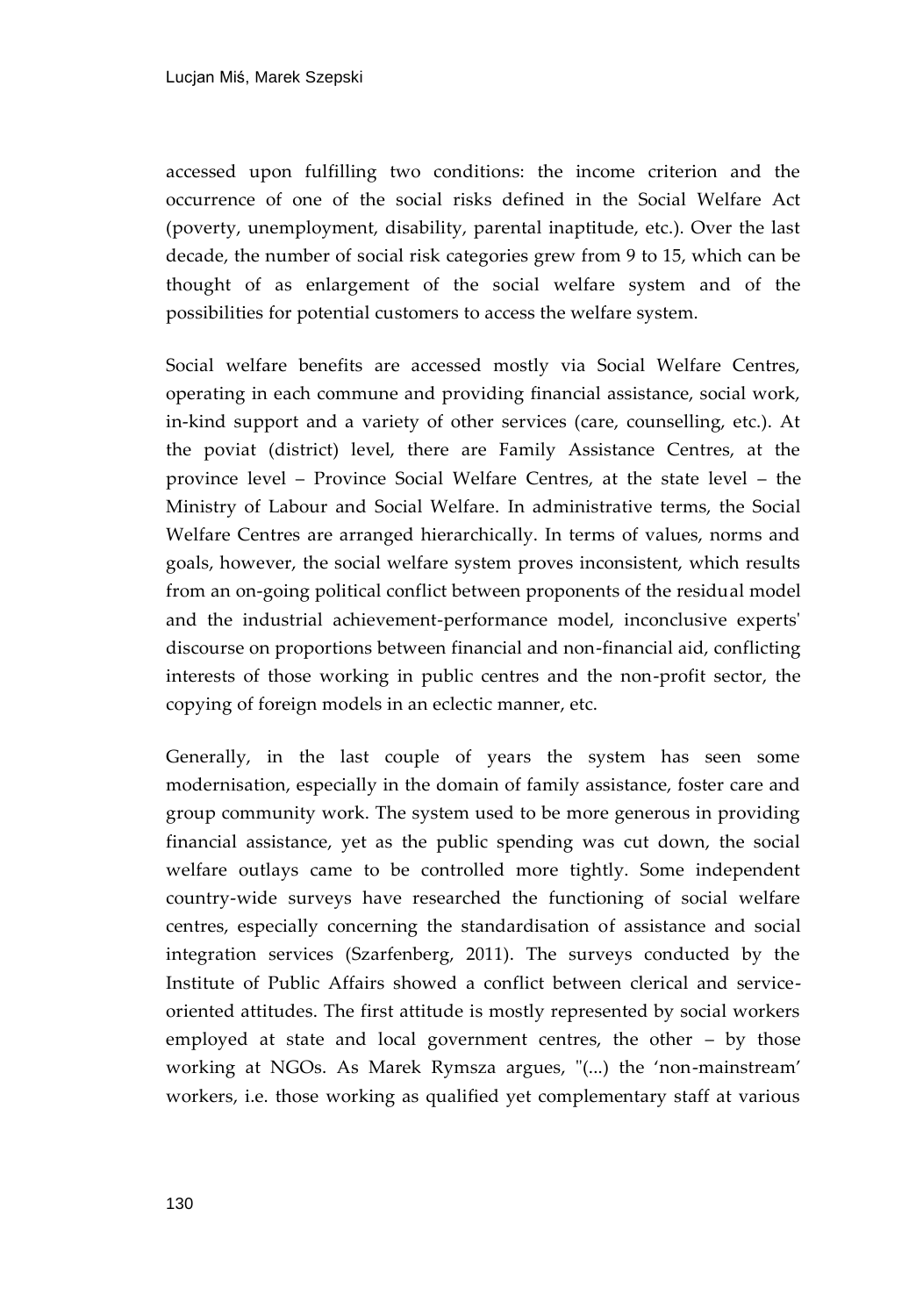accessed upon fulfilling two conditions: the income criterion and the occurrence of one of the social risks defined in the Social Welfare Act (poverty, unemployment, disability, parental inaptitude, etc.). Over the last decade, the number of social risk categories grew from 9 to 15, which can be thought of as enlargement of the social welfare system and of the possibilities for potential customers to access the welfare system.

Social welfare benefits are accessed mostly via Social Welfare Centres, operating in each commune and providing financial assistance, social work, in-kind support and a variety of other services (care, counselling, etc.). At the poviat (district) level, there are Family Assistance Centres, at the province level – Province Social Welfare Centres, at the state level – the Ministry of Labour and Social Welfare. In administrative terms, the Social Welfare Centres are arranged hierarchically. In terms of values, norms and goals, however, the social welfare system proves inconsistent, which results from an on-going political conflict between proponents of the residual model and the industrial achievement-performance model, inconclusive experts' discourse on proportions between financial and non-financial aid, conflicting interests of those working in public centres and the non-profit sector, the copying of foreign models in an eclectic manner, etc.

Generally, in the last couple of years the system has seen some modernisation, especially in the domain of family assistance, foster care and group community work. The system used to be more generous in providing financial assistance, yet as the public spending was cut down, the social welfare outlays came to be controlled more tightly. Some independent country-wide surveys have researched the functioning of social welfare centres, especially concerning the standardisation of assistance and social integration services (Szarfenberg, 2011). The surveys conducted by the Institute of Public Affairs showed a conflict between clerical and service-oriented attitudes. The first attitude is mostly represented by social workers employed at state and local government centres, the other – by those working at NGOs. As Marek Rymsza argues, "(...) the 'non-mainstream' workers, i.e. those working as qualified yet complementary staff at various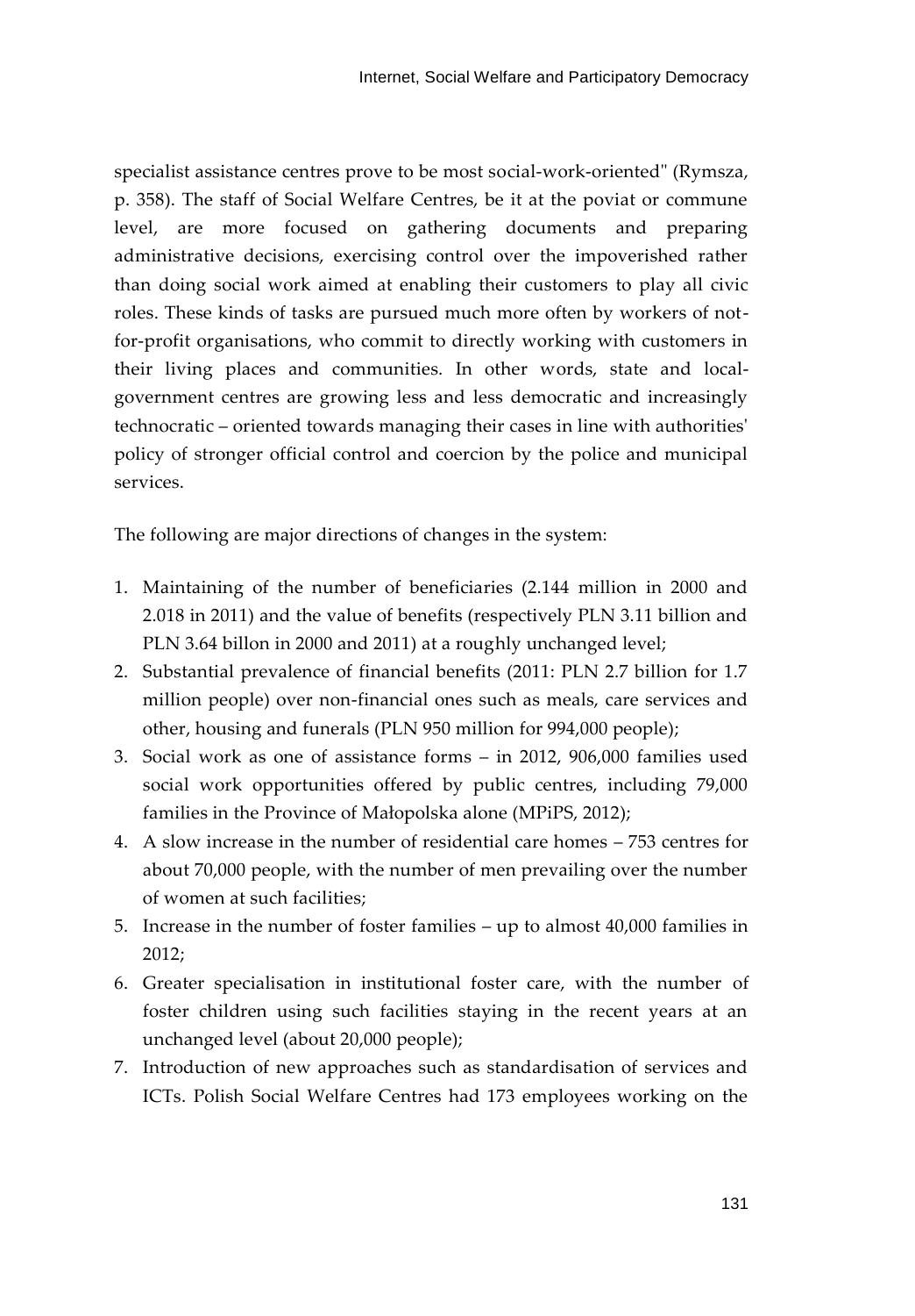specialist assistance centres prove to be most social-work-oriented" (Rymsza, p. 358). The staff of Social Welfare Centres, be it at the poviat or commune level, are more focused on gathering documents and preparing administrative decisions, exercising control over the impoverished rather than doing social work aimed at enabling their customers to play all civic roles. These kinds of tasks are pursued much more often by workers of not-for-profit organisations, who commit to directly working with customers in their living places and communities. In other words, state and local-government centres are growing less and less democratic and increasingly technocratic – oriented towards managing their cases in line with authorities' policy of stronger official control and coercion by the police and municipal services.

The following are major directions of changes in the system:

1. Maintaining of the number of beneficiaries (2.144 million in 2000 and 2.018 in 2011) and the value of benefits (respectively PLN 3.11 billion and PLN 3.64 billon in 2000 and 2011) at a roughly unchanged level;
2. Substantial prevalence of financial benefits (2011: PLN 2.7 billion for 1.7 million people) over non-financial ones such as meals, care services and other, housing and funerals (PLN 950 million for 994,000 people);
3. Social work as one of assistance forms – in 2012, 906,000 families used social work opportunities offered by public centres, including 79,000 families in the Province of Małopolska alone (MPiPS, 2012);
4. A slow increase in the number of residential care homes – 753 centres for about 70,000 people, with the number of men prevailing over the number of women at such facilities;
5. Increase in the number of foster families – up to almost 40,000 families in 2012;
6. Greater specialisation in institutional foster care, with the number of foster children using such facilities staying in the recent years at an unchanged level (about 20,000 people);
7. Introduction of new approaches such as standardisation of services and ICTs. Polish Social Welfare Centres had 173 employees working on the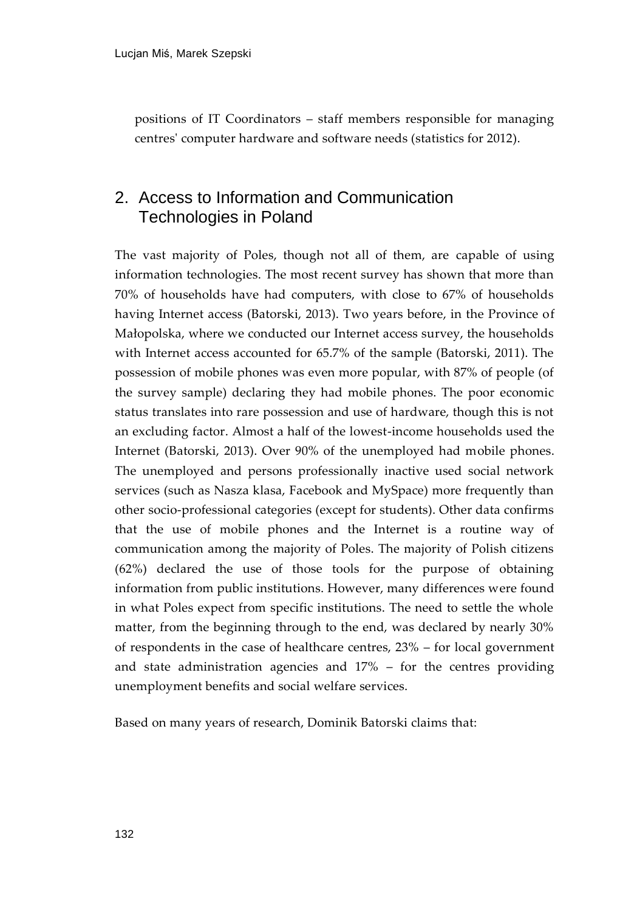positions of IT Coordinators – staff members responsible for managing centres' computer hardware and software needs (statistics for 2012).

## 2. Access to Information and Communication Technologies in Poland

The vast majority of Poles, though not all of them, are capable of using information technologies. The most recent survey has shown that more than 70% of households have had computers, with close to 67% of households having Internet access (Batorski, 2013). Two years before, in the Province of Małopolska, where we conducted our Internet access survey, the households with Internet access accounted for 65.7% of the sample (Batorski, 2011). The possession of mobile phones was even more popular, with 87% of people (of the survey sample) declaring they had mobile phones. The poor economic status translates into rare possession and use of hardware, though this is not an excluding factor. Almost a half of the lowest-income households used the Internet (Batorski, 2013). Over 90% of the unemployed had mobile phones. The unemployed and persons professionally inactive used social network services (such as Nasza klasa, Facebook and MySpace) more frequently than other socio-professional categories (except for students). Other data confirms that the use of mobile phones and the Internet is a routine way of communication among the majority of Poles. The majority of Polish citizens (62%) declared the use of those tools for the purpose of obtaining information from public institutions. However, many differences were found in what Poles expect from specific institutions. The need to settle the whole matter, from the beginning through to the end, was declared by nearly 30% of respondents in the case of healthcare centres, 23% – for local government and state administration agencies and 17% – for the centres providing unemployment benefits and social welfare services.

Based on many years of research, Dominik Batorski claims that: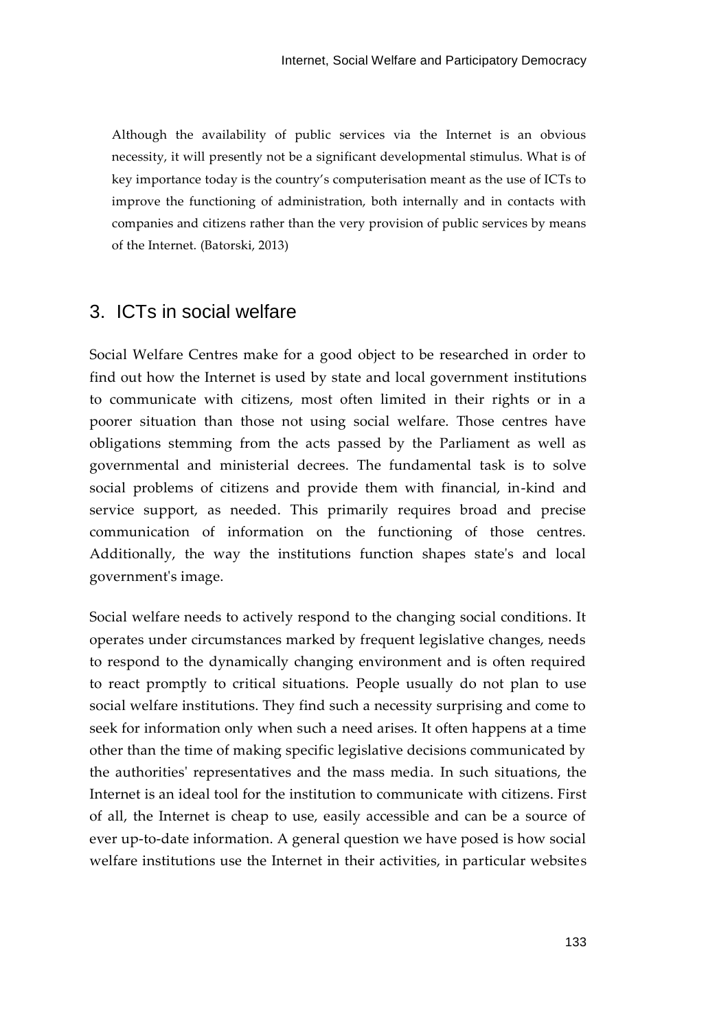> Although the availability of public services via the Internet is an obvious necessity, it will presently not be a significant developmental stimulus. What is of key importance today is the country's computerisation meant as the use of ICTs to improve the functioning of administration, both internally and in contacts with companies and citizens rather than the very provision of public services by means of the Internet. (Batorski, 2013)

## 3. ICTs in social welfare

Social Welfare Centres make for a good object to be researched in order to find out how the Internet is used by state and local government institutions to communicate with citizens, most often limited in their rights or in a poorer situation than those not using social welfare. Those centres have obligations stemming from the acts passed by the Parliament as well as governmental and ministerial decrees. The fundamental task is to solve social problems of citizens and provide them with financial, in-kind and service support, as needed. This primarily requires broad and precise communication of information on the functioning of those centres. Additionally, the way the institutions function shapes state's and local government's image.

Social welfare needs to actively respond to the changing social conditions. It operates under circumstances marked by frequent legislative changes, needs to respond to the dynamically changing environment and is often required to react promptly to critical situations. People usually do not plan to use social welfare institutions. They find such a necessity surprising and come to seek for information only when such a need arises. It often happens at a time other than the time of making specific legislative decisions communicated by the authorities' representatives and the mass media. In such situations, the Internet is an ideal tool for the institution to communicate with citizens. First of all, the Internet is cheap to use, easily accessible and can be a source of ever up-to-date information. A general question we have posed is how social welfare institutions use the Internet in their activities, in particular websites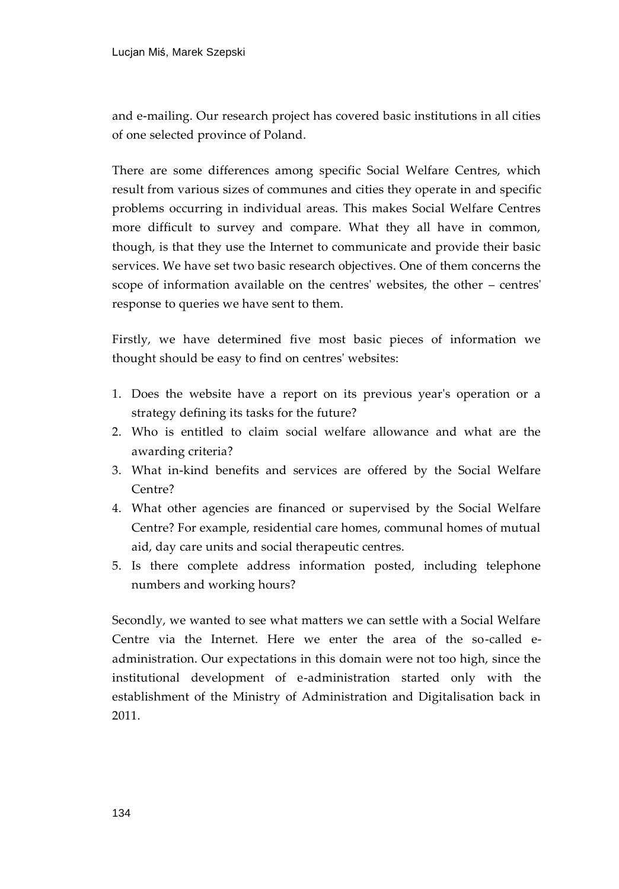and e-mailing. Our research project has covered basic institutions in all cities of one selected province of Poland.

There are some differences among specific Social Welfare Centres, which result from various sizes of communes and cities they operate in and specific problems occurring in individual areas. This makes Social Welfare Centres more difficult to survey and compare. What they all have in common, though, is that they use the Internet to communicate and provide their basic services. We have set two basic research objectives. One of them concerns the scope of information available on the centres' websites, the other – centres' response to queries we have sent to them.

Firstly, we have determined five most basic pieces of information we thought should be easy to find on centres' websites:

1. Does the website have a report on its previous year's operation or a strategy defining its tasks for the future?
2. Who is entitled to claim social welfare allowance and what are the awarding criteria?
3. What in-kind benefits and services are offered by the Social Welfare Centre?
4. What other agencies are financed or supervised by the Social Welfare Centre? For example, residential care homes, communal homes of mutual aid, day care units and social therapeutic centres.
5. Is there complete address information posted, including telephone numbers and working hours?

Secondly, we wanted to see what matters we can settle with a Social Welfare Centre via the Internet. Here we enter the area of the so-called e-administration. Our expectations in this domain were not too high, since the institutional development of e-administration started only with the establishment of the Ministry of Administration and Digitalisation back in 2011.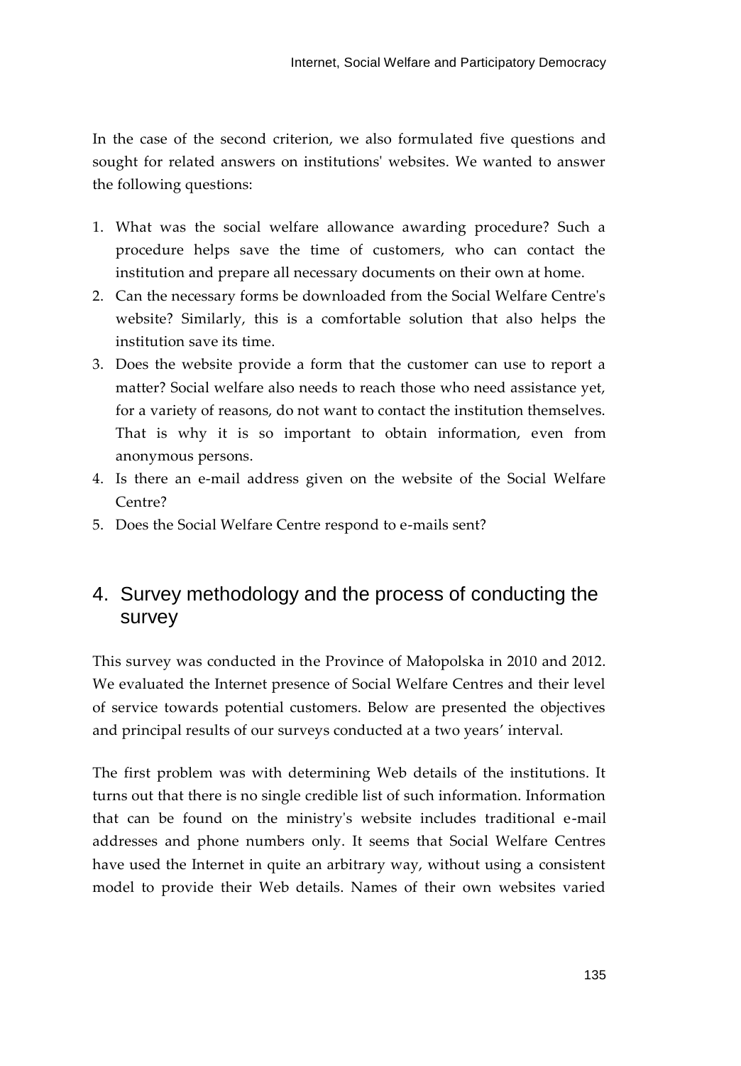In the case of the second criterion, we also formulated five questions and sought for related answers on institutions' websites. We wanted to answer the following questions:

1. What was the social welfare allowance awarding procedure? Such a procedure helps save the time of customers, who can contact the institution and prepare all necessary documents on their own at home.
2. Can the necessary forms be downloaded from the Social Welfare Centre's website? Similarly, this is a comfortable solution that also helps the institution save its time.
3. Does the website provide a form that the customer can use to report a matter? Social welfare also needs to reach those who need assistance yet, for a variety of reasons, do not want to contact the institution themselves. That is why it is so important to obtain information, even from anonymous persons.
4. Is there an e-mail address given on the website of the Social Welfare Centre?
5. Does the Social Welfare Centre respond to e-mails sent?

## 4. Survey methodology and the process of conducting the survey

This survey was conducted in the Province of Małopolska in 2010 and 2012. We evaluated the Internet presence of Social Welfare Centres and their level of service towards potential customers. Below are presented the objectives and principal results of our surveys conducted at a two years' interval.

The first problem was with determining Web details of the institutions. It turns out that there is no single credible list of such information. Information that can be found on the ministry's website includes traditional e-mail addresses and phone numbers only. It seems that Social Welfare Centres have used the Internet in quite an arbitrary way, without using a consistent model to provide their Web details. Names of their own websites varied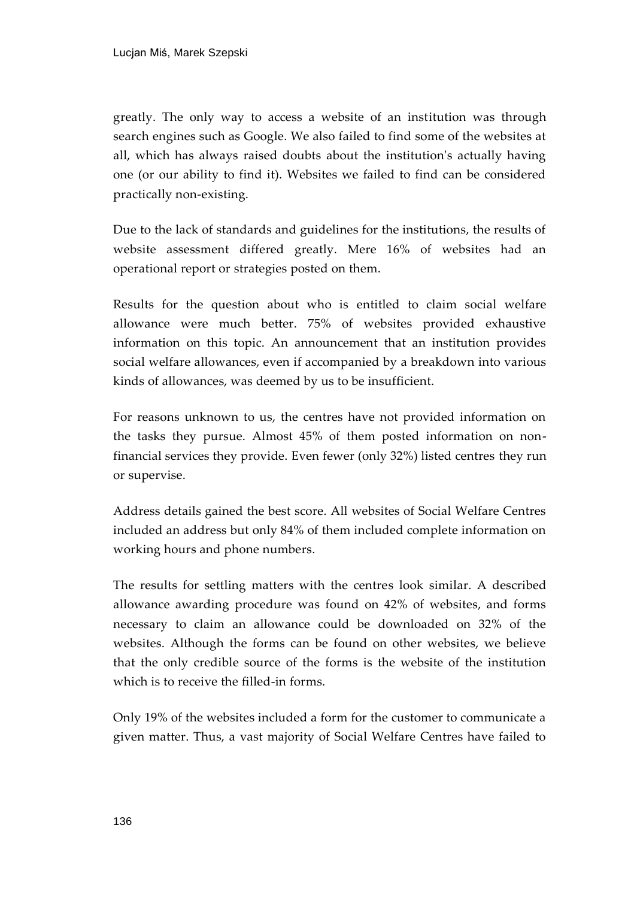greatly. The only way to access a website of an institution was through search engines such as Google. We also failed to find some of the websites at all, which has always raised doubts about the institution's actually having one (or our ability to find it). Websites we failed to find can be considered practically non-existing.

Due to the lack of standards and guidelines for the institutions, the results of website assessment differed greatly. Mere 16% of websites had an operational report or strategies posted on them.

Results for the question about who is entitled to claim social welfare allowance were much better. 75% of websites provided exhaustive information on this topic. An announcement that an institution provides social welfare allowances, even if accompanied by a breakdown into various kinds of allowances, was deemed by us to be insufficient.

For reasons unknown to us, the centres have not provided information on the tasks they pursue. Almost 45% of them posted information on non-financial services they provide. Even fewer (only 32%) listed centres they run or supervise.

Address details gained the best score. All websites of Social Welfare Centres included an address but only 84% of them included complete information on working hours and phone numbers.

The results for settling matters with the centres look similar. A described allowance awarding procedure was found on 42% of websites, and forms necessary to claim an allowance could be downloaded on 32% of the websites. Although the forms can be found on other websites, we believe that the only credible source of the forms is the website of the institution which is to receive the filled-in forms.

Only 19% of the websites included a form for the customer to communicate a given matter. Thus, a vast majority of Social Welfare Centres have failed to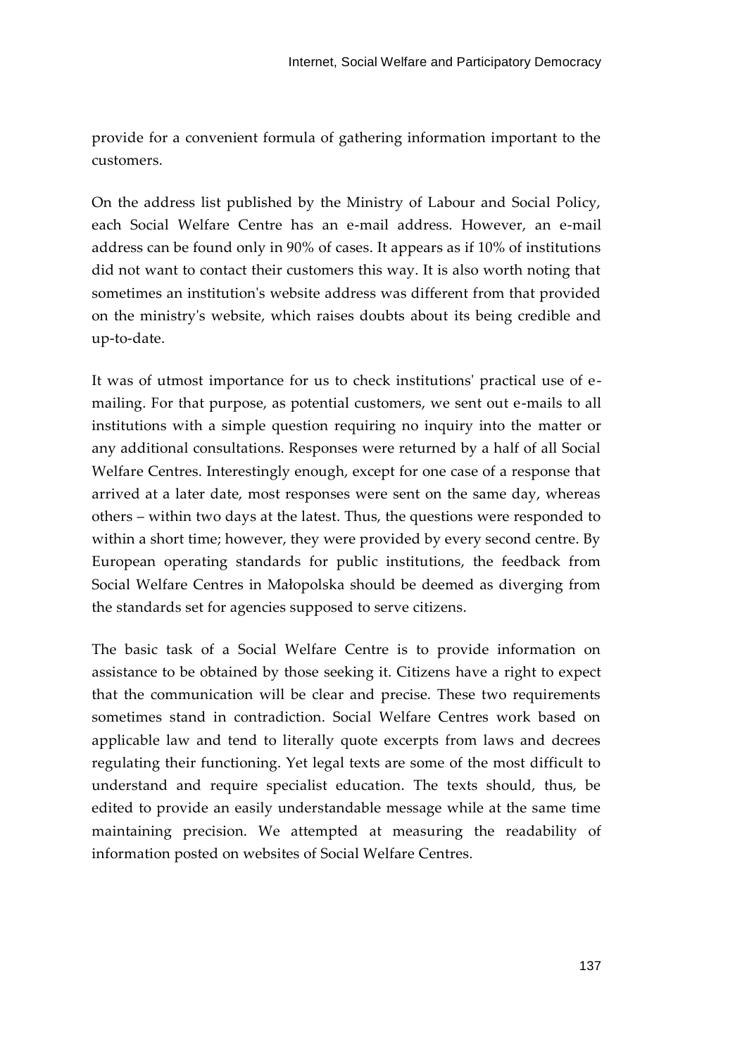provide for a convenient formula of gathering information important to the customers.

On the address list published by the Ministry of Labour and Social Policy, each Social Welfare Centre has an e-mail address. However, an e-mail address can be found only in 90% of cases. It appears as if 10% of institutions did not want to contact their customers this way. It is also worth noting that sometimes an institution's website address was different from that provided on the ministry's website, which raises doubts about its being credible and up-to-date.

It was of utmost importance for us to check institutions' practical use of e-mailing. For that purpose, as potential customers, we sent out e-mails to all institutions with a simple question requiring no inquiry into the matter or any additional consultations. Responses were returned by a half of all Social Welfare Centres. Interestingly enough, except for one case of a response that arrived at a later date, most responses were sent on the same day, whereas others – within two days at the latest. Thus, the questions were responded to within a short time; however, they were provided by every second centre. By European operating standards for public institutions, the feedback from Social Welfare Centres in Małopolska should be deemed as diverging from the standards set for agencies supposed to serve citizens.

The basic task of a Social Welfare Centre is to provide information on assistance to be obtained by those seeking it. Citizens have a right to expect that the communication will be clear and precise. These two requirements sometimes stand in contradiction. Social Welfare Centres work based on applicable law and tend to literally quote excerpts from laws and decrees regulating their functioning. Yet legal texts are some of the most difficult to understand and require specialist education. The texts should, thus, be edited to provide an easily understandable message while at the same time maintaining precision. We attempted at measuring the readability of information posted on websites of Social Welfare Centres.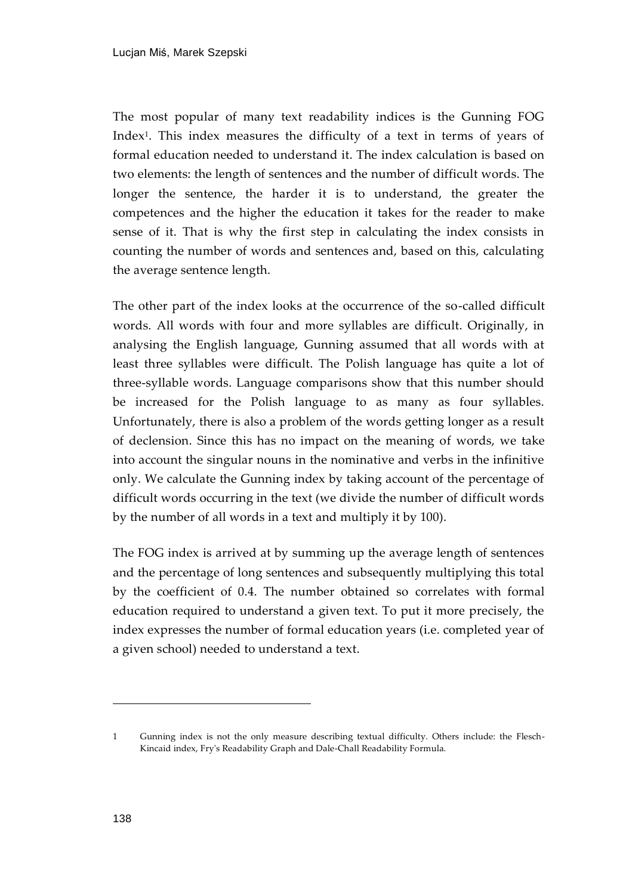The most popular of many text readability indices is the Gunning FOG Index[1]. This index measures the difficulty of a text in terms of years of formal education needed to understand it. The index calculation is based on two elements: the length of sentences and the number of difficult words. The longer the sentence, the harder it is to understand, the greater the competences and the higher the education it takes for the reader to make sense of it. That is why the first step in calculating the index consists in counting the number of words and sentences and, based on this, calculating the average sentence length.

The other part of the index looks at the occurrence of the so-called difficult words. All words with four and more syllables are difficult. Originally, in analysing the English language, Gunning assumed that all words with at least three syllables were difficult. The Polish language has quite a lot of three-syllable words. Language comparisons show that this number should be increased for the Polish language to as many as four syllables. Unfortunately, there is also a problem of the words getting longer as a result of declension. Since this has no impact on the meaning of words, we take into account the singular nouns in the nominative and verbs in the infinitive only. We calculate the Gunning index by taking account of the percentage of difficult words occurring in the text (we divide the number of difficult words by the number of all words in a text and multiply it by 100).

The FOG index is arrived at by summing up the average length of sentences and the percentage of long sentences and subsequently multiplying this total by the coefficient of 0.4. The number obtained so correlates with formal education required to understand a given text. To put it more precisely, the index expresses the number of formal education years (i.e. completed year of a given school) needed to understand a text.

---

1 Gunning index is not the only measure describing textual difficulty. Others include: the Flesch-Kincaid index, Fry's Readability Graph and Dale-Chall Readability Formula.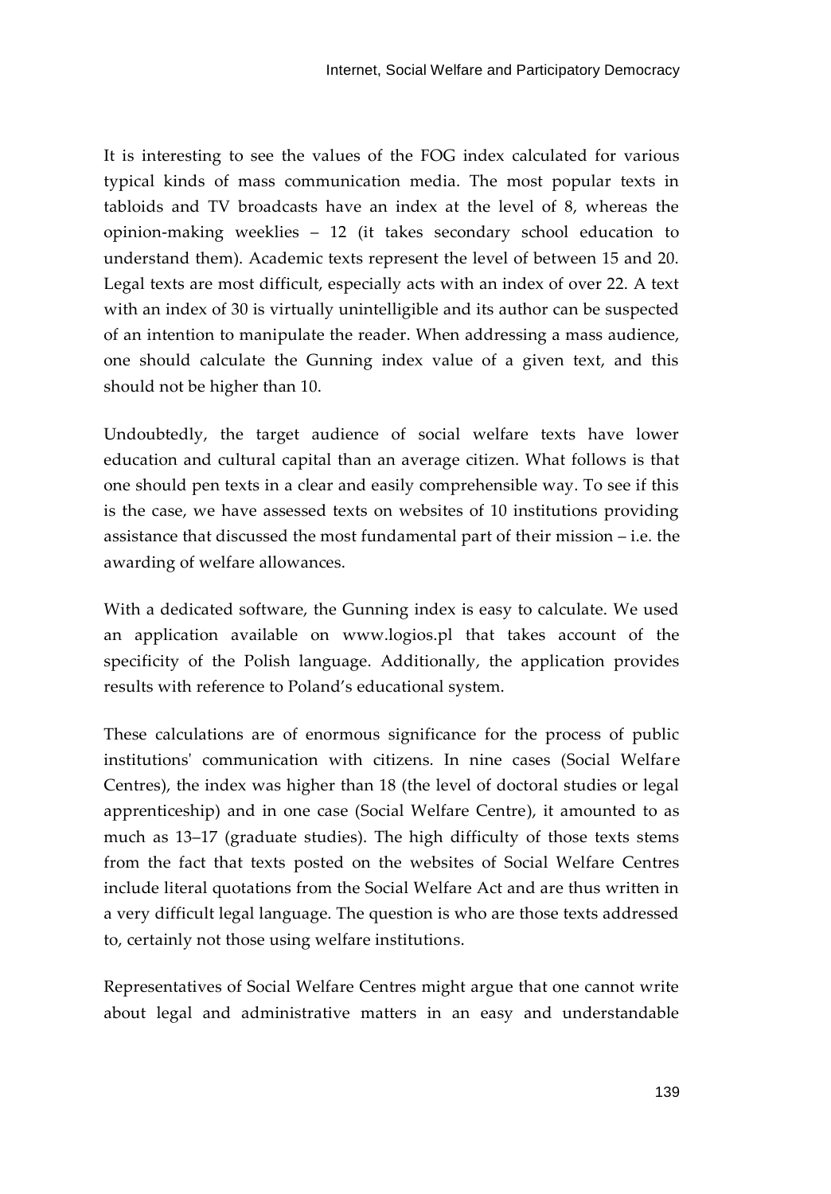It is interesting to see the values of the FOG index calculated for various typical kinds of mass communication media. The most popular texts in tabloids and TV broadcasts have an index at the level of 8, whereas the opinion-making weeklies – 12 (it takes secondary school education to understand them). Academic texts represent the level of between 15 and 20. Legal texts are most difficult, especially acts with an index of over 22. A text with an index of 30 is virtually unintelligible and its author can be suspected of an intention to manipulate the reader. When addressing a mass audience, one should calculate the Gunning index value of a given text, and this should not be higher than 10.

Undoubtedly, the target audience of social welfare texts have lower education and cultural capital than an average citizen. What follows is that one should pen texts in a clear and easily comprehensible way. To see if this is the case, we have assessed texts on websites of 10 institutions providing assistance that discussed the most fundamental part of their mission – i.e. the awarding of welfare allowances.

With a dedicated software, the Gunning index is easy to calculate. We used an application available on www.logios.pl that takes account of the specificity of the Polish language. Additionally, the application provides results with reference to Poland's educational system.

These calculations are of enormous significance for the process of public institutions' communication with citizens. In nine cases (Social Welfare Centres), the index was higher than 18 (the level of doctoral studies or legal apprenticeship) and in one case (Social Welfare Centre), it amounted to as much as 13–17 (graduate studies). The high difficulty of those texts stems from the fact that texts posted on the websites of Social Welfare Centres include literal quotations from the Social Welfare Act and are thus written in a very difficult legal language. The question is who are those texts addressed to, certainly not those using welfare institutions.

Representatives of Social Welfare Centres might argue that one cannot write about legal and administrative matters in an easy and understandable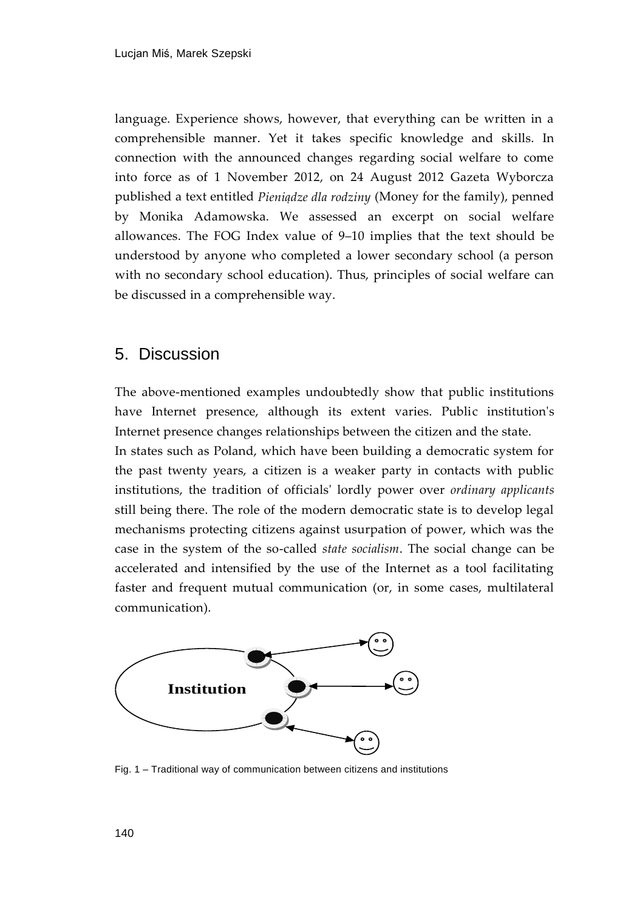language. Experience shows, however, that everything can be written in a comprehensible manner. Yet it takes specific knowledge and skills. In connection with the announced changes regarding social welfare to come into force as of 1 November 2012, on 24 August 2012 Gazeta Wyborcza published a text entitled *Pieniądze dla rodziny* (Money for the family), penned by Monika Adamowska. We assessed an excerpt on social welfare allowances. The FOG Index value of 9–10 implies that the text should be understood by anyone who completed a lower secondary school (a person with no secondary school education). Thus, principles of social welfare can be discussed in a comprehensible way.

## 5. Discussion

The above-mentioned examples undoubtedly show that public institutions have Internet presence, although its extent varies. Public institution's Internet presence changes relationships between the citizen and the state.

In states such as Poland, which have been building a democratic system for the past twenty years, a citizen is a weaker party in contacts with public institutions, the tradition of officials' lordly power over *ordinary applicants* still being there. The role of the modern democratic state is to develop legal mechanisms protecting citizens against usurpation of power, which was the case in the system of the so-called *state socialism*. The social change can be accelerated and intensified by the use of the Internet as a tool facilitating faster and frequent mutual communication (or, in some cases, multilateral communication).

Fig. 1 – Traditional way of communication between citizens and institutions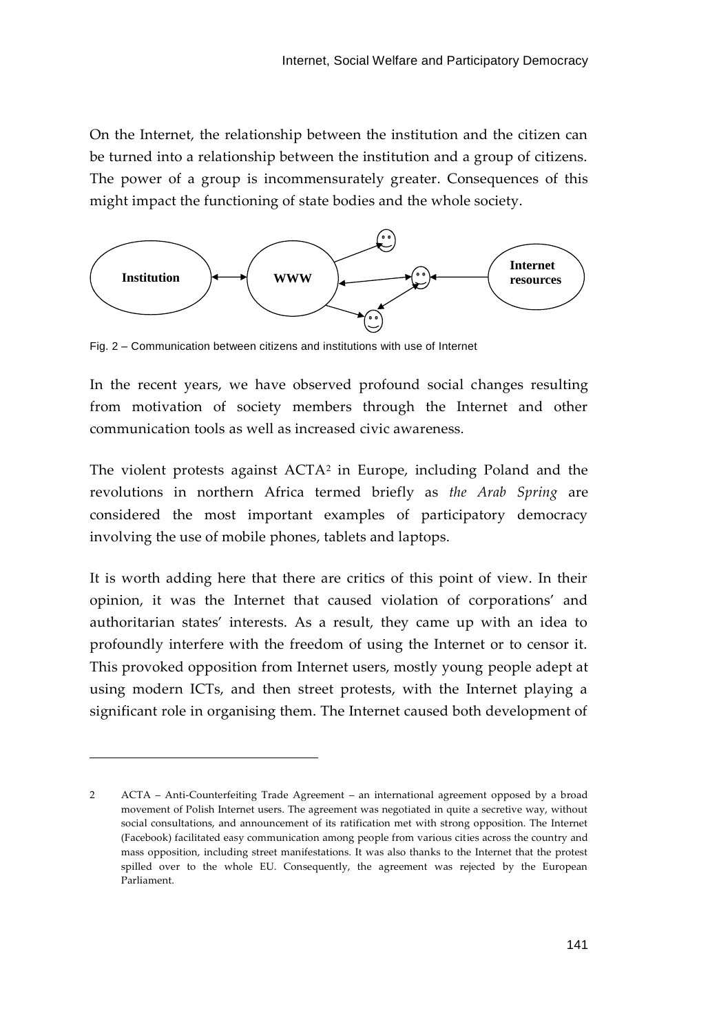On the Internet, the relationship between the institution and the citizen can be turned into a relationship between the institution and a group of citizens. The power of a group is incommensurately greater. Consequences of this might impact the functioning of state bodies and the whole society.

Fig. 2 – Communication between citizens and institutions with use of Internet

In the recent years, we have observed profound social changes resulting from motivation of society members through the Internet and other communication tools as well as increased civic awareness.

The violent protests against ACTA[2] in Europe, including Poland and the revolutions in northern Africa termed briefly as *the Arab Spring* are considered the most important examples of participatory democracy involving the use of mobile phones, tablets and laptops.

It is worth adding here that there are critics of this point of view. In their opinion, it was the Internet that caused violation of corporations' and authoritarian states' interests. As a result, they came up with an idea to profoundly interfere with the freedom of using the Internet or to censor it. This provoked opposition from Internet users, mostly young people adept at using modern ICTs, and then street protests, with the Internet playing a significant role in organising them. The Internet caused both development of

---

2 ACTA – Anti-Counterfeiting Trade Agreement – an international agreement opposed by a broad movement of Polish Internet users. The agreement was negotiated in quite a secretive way, without social consultations, and announcement of its ratification met with strong opposition. The Internet (Facebook) facilitated easy communication among people from various cities across the country and mass opposition, including street manifestations. It was also thanks to the Internet that the protest spilled over to the whole EU. Consequently, the agreement was rejected by the European Parliament.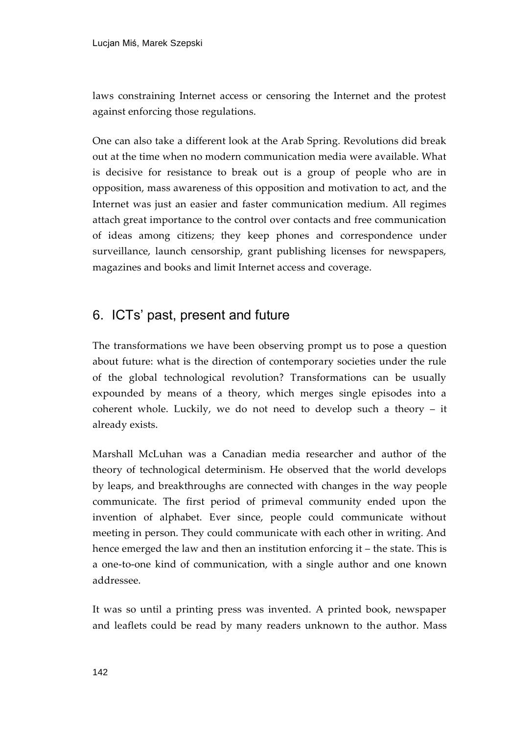laws constraining Internet access or censoring the Internet and the protest against enforcing those regulations.

One can also take a different look at the Arab Spring. Revolutions did break out at the time when no modern communication media were available. What is decisive for resistance to break out is a group of people who are in opposition, mass awareness of this opposition and motivation to act, and the Internet was just an easier and faster communication medium. All regimes attach great importance to the control over contacts and free communication of ideas among citizens; they keep phones and correspondence under surveillance, launch censorship, grant publishing licenses for newspapers, magazines and books and limit Internet access and coverage.

## 6. ICTs' past, present and future

The transformations we have been observing prompt us to pose a question about future: what is the direction of contemporary societies under the rule of the global technological revolution? Transformations can be usually expounded by means of a theory, which merges single episodes into a coherent whole. Luckily, we do not need to develop such a theory – it already exists.

Marshall McLuhan was a Canadian media researcher and author of the theory of technological determinism. He observed that the world develops by leaps, and breakthroughs are connected with changes in the way people communicate. The first period of primeval community ended upon the invention of alphabet. Ever since, people could communicate without meeting in person. They could communicate with each other in writing. And hence emerged the law and then an institution enforcing it – the state. This is a one-to-one kind of communication, with a single author and one known addressee.

It was so until a printing press was invented. A printed book, newspaper and leaflets could be read by many readers unknown to the author. Mass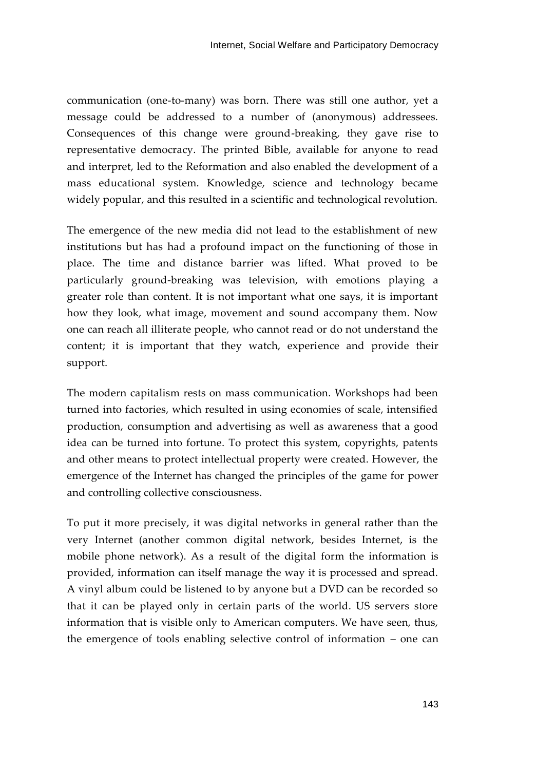communication (one-to-many) was born. There was still one author, yet a message could be addressed to a number of (anonymous) addressees. Consequences of this change were ground-breaking, they gave rise to representative democracy. The printed Bible, available for anyone to read and interpret, led to the Reformation and also enabled the development of a mass educational system. Knowledge, science and technology became widely popular, and this resulted in a scientific and technological revolution.

The emergence of the new media did not lead to the establishment of new institutions but has had a profound impact on the functioning of those in place. The time and distance barrier was lifted. What proved to be particularly ground-breaking was television, with emotions playing a greater role than content. It is not important what one says, it is important how they look, what image, movement and sound accompany them. Now one can reach all illiterate people, who cannot read or do not understand the content; it is important that they watch, experience and provide their support.

The modern capitalism rests on mass communication. Workshops had been turned into factories, which resulted in using economies of scale, intensified production, consumption and advertising as well as awareness that a good idea can be turned into fortune. To protect this system, copyrights, patents and other means to protect intellectual property were created. However, the emergence of the Internet has changed the principles of the game for power and controlling collective consciousness.

To put it more precisely, it was digital networks in general rather than the very Internet (another common digital network, besides Internet, is the mobile phone network). As a result of the digital form the information is provided, information can itself manage the way it is processed and spread. A vinyl album could be listened to by anyone but a DVD can be recorded so that it can be played only in certain parts of the world. US servers store information that is visible only to American computers. We have seen, thus, the emergence of tools enabling selective control of information – one can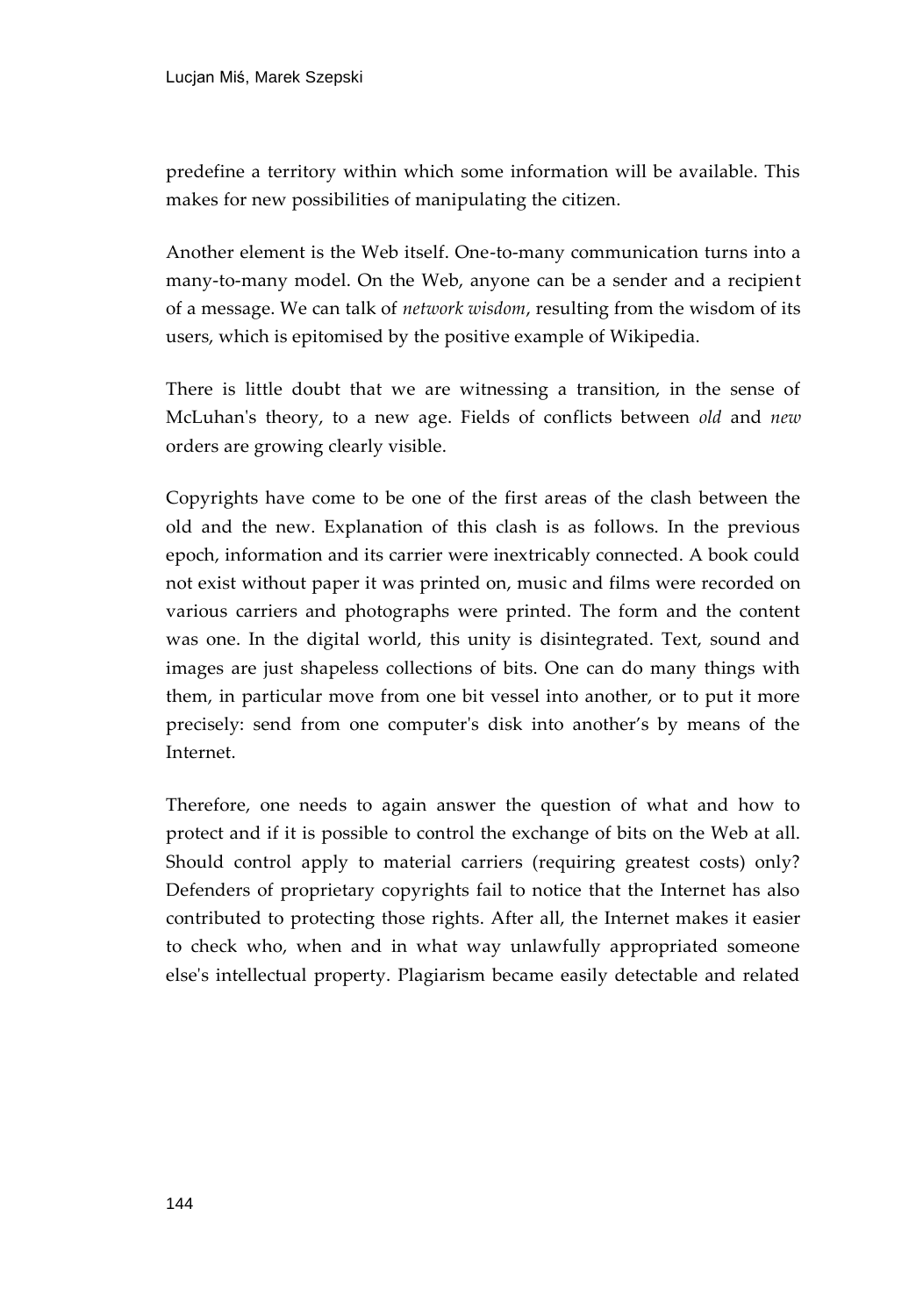predefine a territory within which some information will be available. This makes for new possibilities of manipulating the citizen.

Another element is the Web itself. One-to-many communication turns into a many-to-many model. On the Web, anyone can be a sender and a recipient of a message. We can talk of *network wisdom*, resulting from the wisdom of its users, which is epitomised by the positive example of Wikipedia.

There is little doubt that we are witnessing a transition, in the sense of McLuhan's theory, to a new age. Fields of conflicts between *old* and *new* orders are growing clearly visible.

Copyrights have come to be one of the first areas of the clash between the old and the new. Explanation of this clash is as follows. In the previous epoch, information and its carrier were inextricably connected. A book could not exist without paper it was printed on, music and films were recorded on various carriers and photographs were printed. The form and the content was one. In the digital world, this unity is disintegrated. Text, sound and images are just shapeless collections of bits. One can do many things with them, in particular move from one bit vessel into another, or to put it more precisely: send from one computer's disk into another's by means of the Internet.

Therefore, one needs to again answer the question of what and how to protect and if it is possible to control the exchange of bits on the Web at all. Should control apply to material carriers (requiring greatest costs) only? Defenders of proprietary copyrights fail to notice that the Internet has also contributed to protecting those rights. After all, the Internet makes it easier to check who, when and in what way unlawfully appropriated someone else's intellectual property. Plagiarism became easily detectable and related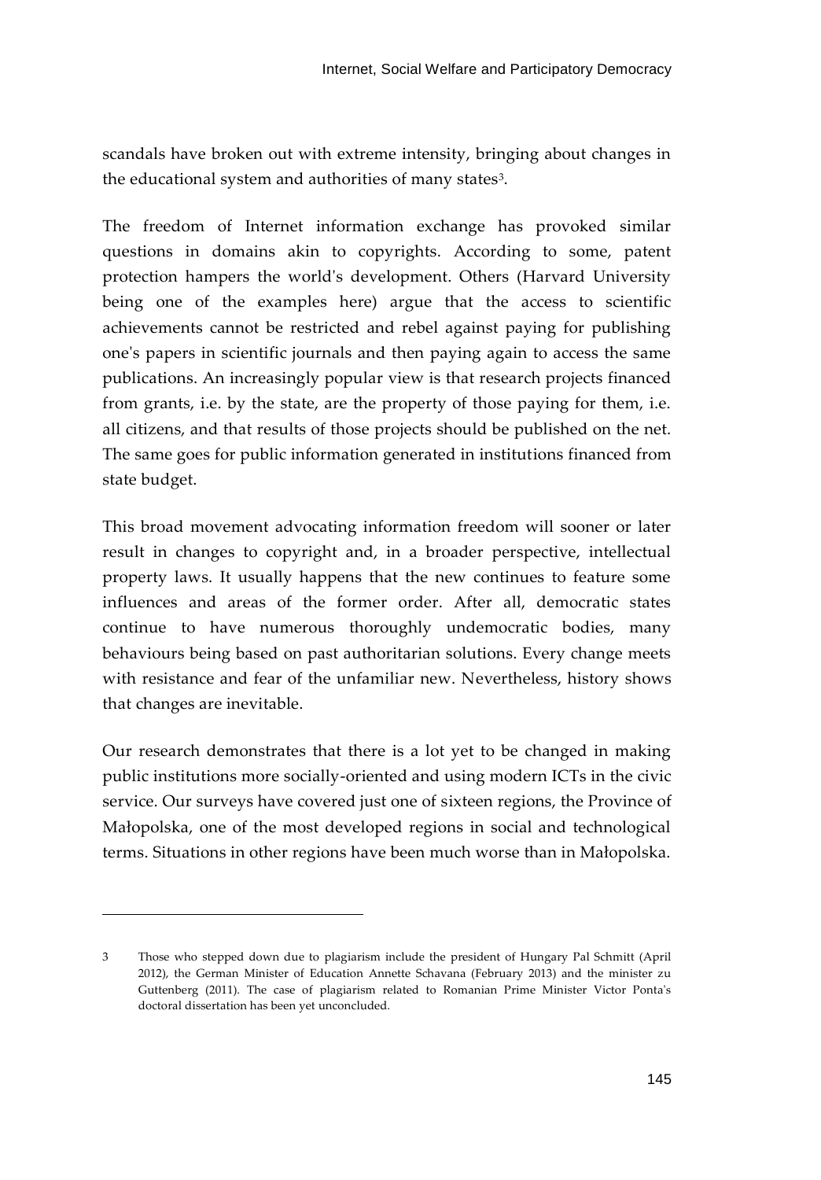scandals have broken out with extreme intensity, bringing about changes in the educational system and authorities of many states[3].

The freedom of Internet information exchange has provoked similar questions in domains akin to copyrights. According to some, patent protection hampers the world's development. Others (Harvard University being one of the examples here) argue that the access to scientific achievements cannot be restricted and rebel against paying for publishing one's papers in scientific journals and then paying again to access the same publications. An increasingly popular view is that research projects financed from grants, i.e. by the state, are the property of those paying for them, i.e. all citizens, and that results of those projects should be published on the net. The same goes for public information generated in institutions financed from state budget.

This broad movement advocating information freedom will sooner or later result in changes to copyright and, in a broader perspective, intellectual property laws. It usually happens that the new continues to feature some influences and areas of the former order. After all, democratic states continue to have numerous thoroughly undemocratic bodies, many behaviours being based on past authoritarian solutions. Every change meets with resistance and fear of the unfamiliar new. Nevertheless, history shows that changes are inevitable.

Our research demonstrates that there is a lot yet to be changed in making public institutions more socially-oriented and using modern ICTs in the civic service. Our surveys have covered just one of sixteen regions, the Province of Małopolska, one of the most developed regions in social and technological terms. Situations in other regions have been much worse than in Małopolska.

---

3 Those who stepped down due to plagiarism include the president of Hungary Pal Schmitt (April 2012), the German Minister of Education Annette Schavana (February 2013) and the minister zu Guttenberg (2011). The case of plagiarism related to Romanian Prime Minister Victor Ponta's doctoral dissertation has been yet unconcluded.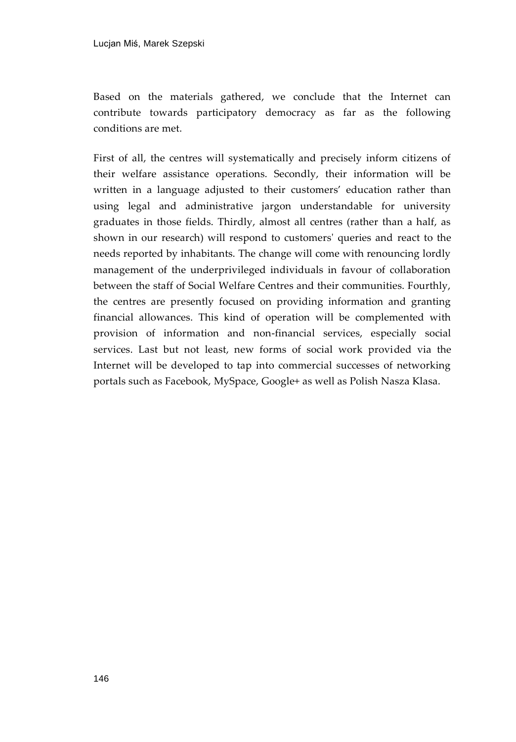Based on the materials gathered, we conclude that the Internet can contribute towards participatory democracy as far as the following conditions are met.

First of all, the centres will systematically and precisely inform citizens of their welfare assistance operations. Secondly, their information will be written in a language adjusted to their customers' education rather than using legal and administrative jargon understandable for university graduates in those fields. Thirdly, almost all centres (rather than a half, as shown in our research) will respond to customers' queries and react to the needs reported by inhabitants. The change will come with renouncing lordly management of the underprivileged individuals in favour of collaboration between the staff of Social Welfare Centres and their communities. Fourthly, the centres are presently focused on providing information and granting financial allowances. This kind of operation will be complemented with provision of information and non-financial services, especially social services. Last but not least, new forms of social work provided via the Internet will be developed to tap into commercial successes of networking portals such as Facebook, MySpace, Google+ as well as Polish Nasza Klasa.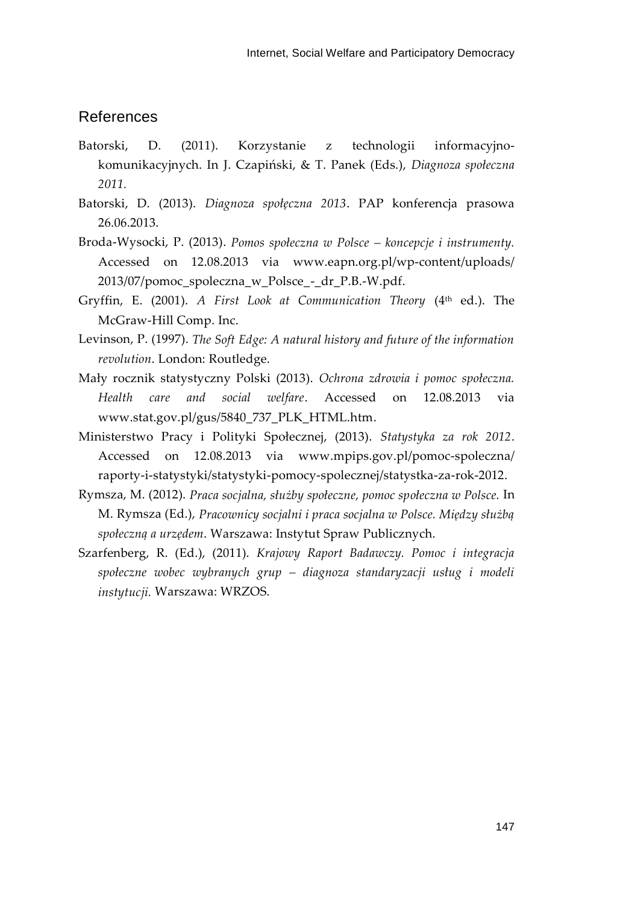## References

Batorski, D. (2011). Korzystanie z technologii informacyjno-komunikacyjnych. In J. Czapiński, & T. Panek (Eds.), *Diagnoza społeczna 2011.*

Batorski, D. (2013). *Diagnoza społęczna 2013*. PAP konferencja prasowa 26.06.2013.

Broda-Wysocki, P. (2013). *Pomos społeczna w Polsce – koncepcje i instrumenty.* Accessed on 12.08.2013 via www.eapn.org.pl/wp-content/uploads/2013/07/pomoc_spoleczna_w_Polsce_-_dr_P.B.-W.pdf.

Gryffin, E. (2001). *A First Look at Communication Theory* (4th ed.). The McGraw-Hill Comp. Inc.

Levinson, P. (1997). *The Soft Edge: A natural history and future of the information revolution*. London: Routledge.

Mały rocznik statystyczny Polski (2013). *Ochrona zdrowia i pomoc społeczna. Health care and social welfare*. Accessed on 12.08.2013 via www.stat.gov.pl/gus/5840_737_PLK_HTML.htm.

Ministerstwo Pracy i Polityki Społecznej, (2013). *Statystyka za rok 2012*. Accessed on 12.08.2013 via www.mpips.gov.pl/pomoc-spoleczna/raporty-i-statystyki/statystyki-pomocy-spolecznej/statystka-za-rok-2012.

Rymsza, M. (2012). *Praca socjalna, służby społeczne, pomoc społeczna w Polsce.* In M. Rymsza (Ed.), *Pracownicy socjalni i praca socjalna w Polsce. Między służbą społeczną a urzędem*. Warszawa: Instytut Spraw Publicznych.

Szarfenberg, R. (Ed.), (2011). *Krajowy Raport Badawczy. Pomoc i integracja społeczne wobec wybranych grup – diagnoza standaryzacji usług i modeli instytucji.* Warszawa: WRZOS.